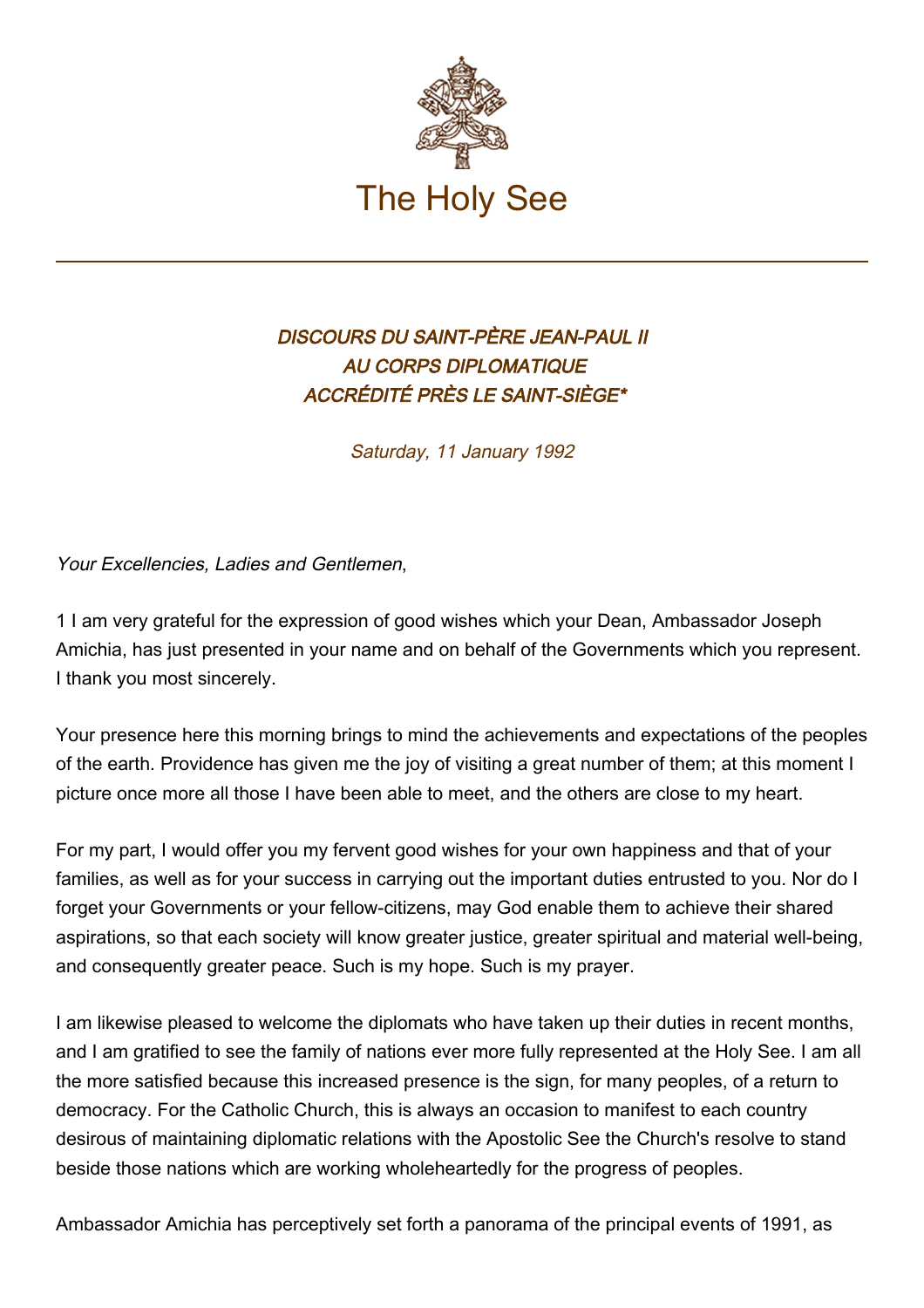The Holy See

### *DISCOURS DU SAINT-PÈRE JEAN-PAUL II AU CORPS DIPLOMATIQUE ACCRÉDITÉ PRÈS LE SAINT-SIÈGE**

*Saturday, 11 January 1992*

*Your Excellencies, Ladies and Gentlemen*,

1 I am very grateful for the expression of good wishes which your Dean, Ambassador Joseph Amichia, has just presented in your name and on behalf of the Governments which you represent. I thank you most sincerely.

Your presence here this morning brings to mind the achievements and expectations of the peoples of the earth. Providence has given me the joy of visiting a great number of them; at this moment I picture once more all those I have been able to meet, and the others are close to my heart.

For my part, I would offer you my fervent good wishes for your own happiness and that of your families, as well as for your success in carrying out the important duties entrusted to you. Nor do I forget your Governments or your fellow-citizens, may God enable them to achieve their shared aspirations, so that each society will know greater justice, greater spiritual and material well-being, and consequently greater peace. Such is my hope. Such is my prayer.

I am likewise pleased to welcome the diplomats who have taken up their duties in recent months, and I am gratified to see the family of nations ever more fully represented at the Holy See. I am all the more satisfied because this increased presence is the sign, for many peoples, of a return to democracy. For the Catholic Church, this is always an occasion to manifest to each country desirous of maintaining diplomatic relations with the Apostolic See the Church's resolve to stand beside those nations which are working wholeheartedly for the progress of peoples.

Ambassador Amichia has perceptively set forth a panorama of the principal events of 1991, as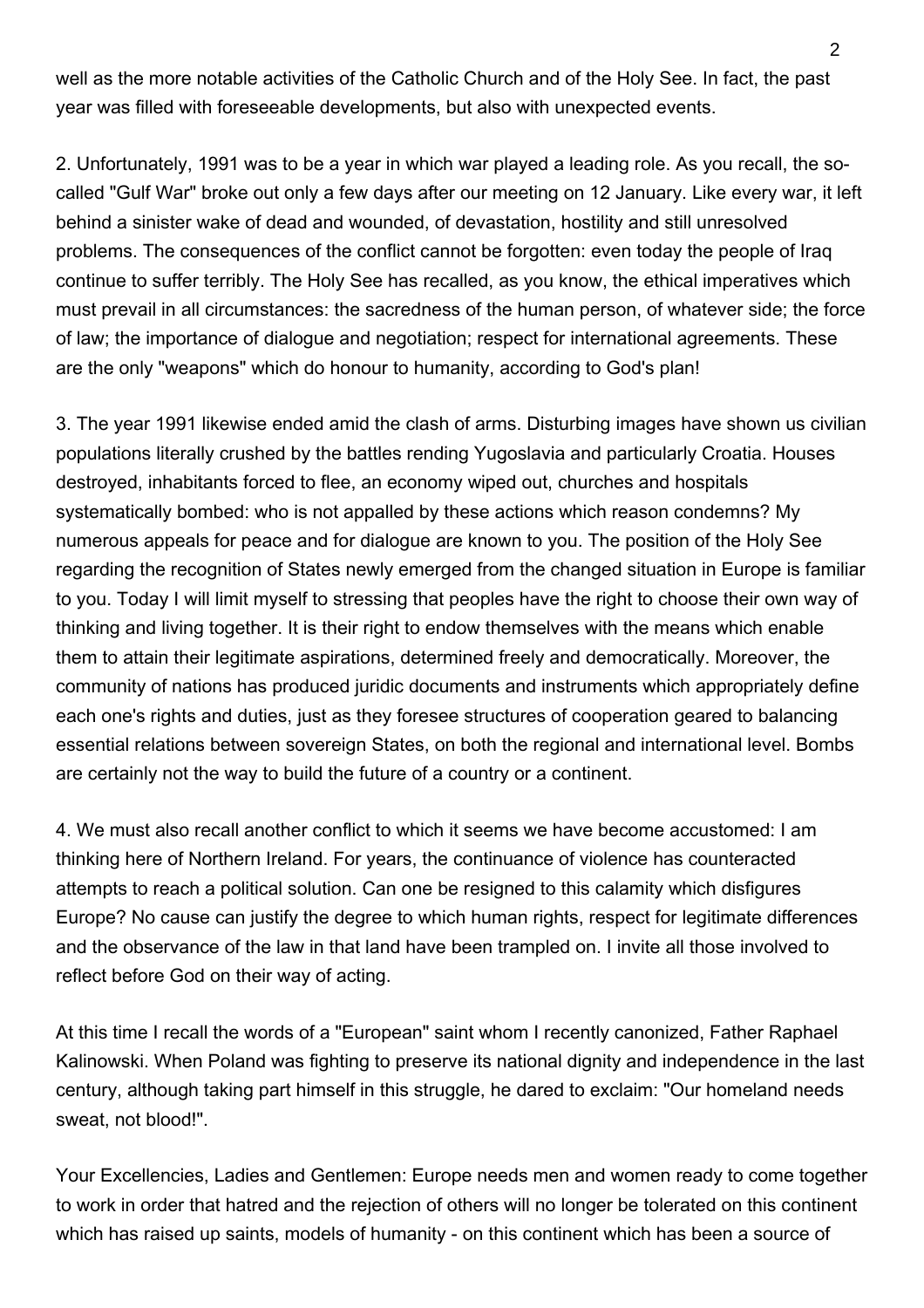well as the more notable activities of the Catholic Church and of the Holy See. In fact, the past year was filled with foreseeable developments, but also with unexpected events.

2. Unfortunately, 1991 was to be a year in which war played a leading role. As you recall, the so-called "Gulf War" broke out only a few days after our meeting on 12 January. Like every war, it left behind a sinister wake of dead and wounded, of devastation, hostility and still unresolved problems. The consequences of the conflict cannot be forgotten: even today the people of Iraq continue to suffer terribly. The Holy See has recalled, as you know, the ethical imperatives which must prevail in all circumstances: the sacredness of the human person, of whatever side; the force of law; the importance of dialogue and negotiation; respect for international agreements. These are the only "weapons" which do honour to humanity, according to God's plan!

3. The year 1991 likewise ended amid the clash of arms. Disturbing images have shown us civilian populations literally crushed by the battles rending Yugoslavia and particularly Croatia. Houses destroyed, inhabitants forced to flee, an economy wiped out, churches and hospitals systematically bombed: who is not appalled by these actions which reason condemns? My numerous appeals for peace and for dialogue are known to you. The position of the Holy See regarding the recognition of States newly emerged from the changed situation in Europe is familiar to you. Today I will limit myself to stressing that peoples have the right to choose their own way of thinking and living together. It is their right to endow themselves with the means which enable them to attain their legitimate aspirations, determined freely and democratically. Moreover, the community of nations has produced juridic documents and instruments which appropriately define each one's rights and duties, just as they foresee structures of cooperation geared to balancing essential relations between sovereign States, on both the regional and international level. Bombs are certainly not the way to build the future of a country or a continent.

4. We must also recall another conflict to which it seems we have become accustomed: I am thinking here of Northern Ireland. For years, the continuance of violence has counteracted attempts to reach a political solution. Can one be resigned to this calamity which disfigures Europe? No cause can justify the degree to which human rights, respect for legitimate differences and the observance of the law in that land have been trampled on. I invite all those involved to reflect before God on their way of acting.

At this time I recall the words of a "European" saint whom I recently canonized, Father Raphael Kalinowski. When Poland was fighting to preserve its national dignity and independence in the last century, although taking part himself in this struggle, he dared to exclaim: "Our homeland needs sweat, not blood!".

Your Excellencies, Ladies and Gentlemen: Europe needs men and women ready to come together to work in order that hatred and the rejection of others will no longer be tolerated on this continent which has raised up saints, models of humanity - on this continent which has been a source of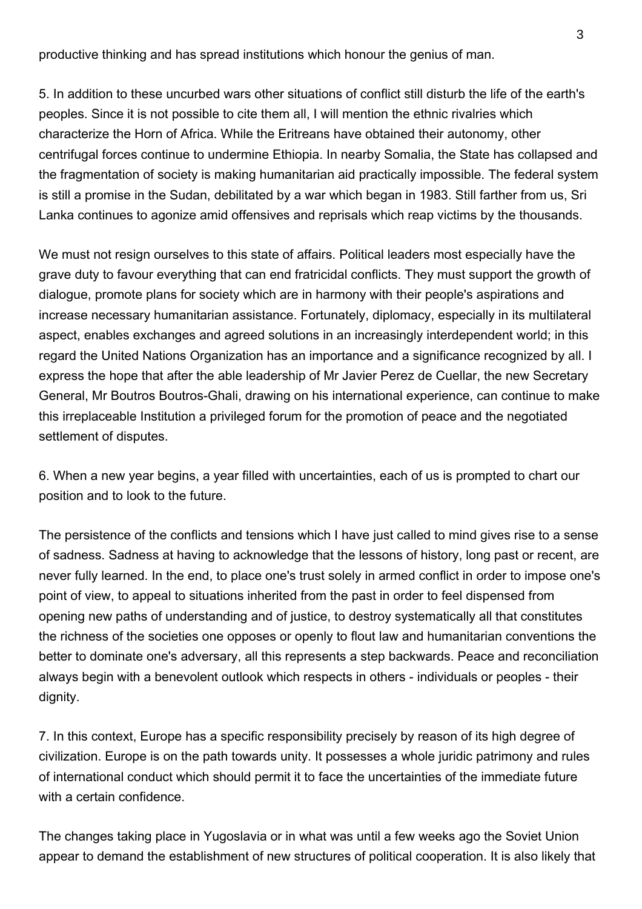productive thinking and has spread institutions which honour the genius of man.

5. In addition to these uncurbed wars other situations of conflict still disturb the life of the earth's peoples. Since it is not possible to cite them all, I will mention the ethnic rivalries which characterize the Horn of Africa. While the Eritreans have obtained their autonomy, other centrifugal forces continue to undermine Ethiopia. In nearby Somalia, the State has collapsed and the fragmentation of society is making humanitarian aid practically impossible. The federal system is still a promise in the Sudan, debilitated by a war which began in 1983. Still farther from us, Sri Lanka continues to agonize amid offensives and reprisals which reap victims by the thousands.

We must not resign ourselves to this state of affairs. Political leaders most especially have the grave duty to favour everything that can end fratricidal conflicts. They must support the growth of dialogue, promote plans for society which are in harmony with their people's aspirations and increase necessary humanitarian assistance. Fortunately, diplomacy, especially in its multilateral aspect, enables exchanges and agreed solutions in an increasingly interdependent world; in this regard the United Nations Organization has an importance and a significance recognized by all. I express the hope that after the able leadership of Mr Javier Perez de Cuellar, the new Secretary General, Mr Boutros Boutros-Ghali, drawing on his international experience, can continue to make this irreplaceable Institution a privileged forum for the promotion of peace and the negotiated settlement of disputes.

6. When a new year begins, a year filled with uncertainties, each of us is prompted to chart our position and to look to the future.

The persistence of the conflicts and tensions which I have just called to mind gives rise to a sense of sadness. Sadness at having to acknowledge that the lessons of history, long past or recent, are never fully learned. In the end, to place one's trust solely in armed conflict in order to impose one's point of view, to appeal to situations inherited from the past in order to feel dispensed from opening new paths of understanding and of justice, to destroy systematically all that constitutes the richness of the societies one opposes or openly to flout law and humanitarian conventions the better to dominate one's adversary, all this represents a step backwards. Peace and reconciliation always begin with a benevolent outlook which respects in others - individuals or peoples - their dignity.

7. In this context, Europe has a specific responsibility precisely by reason of its high degree of civilization. Europe is on the path towards unity. It possesses a whole juridic patrimony and rules of international conduct which should permit it to face the uncertainties of the immediate future with a certain confidence.

The changes taking place in Yugoslavia or in what was until a few weeks ago the Soviet Union appear to demand the establishment of new structures of political cooperation. It is also likely that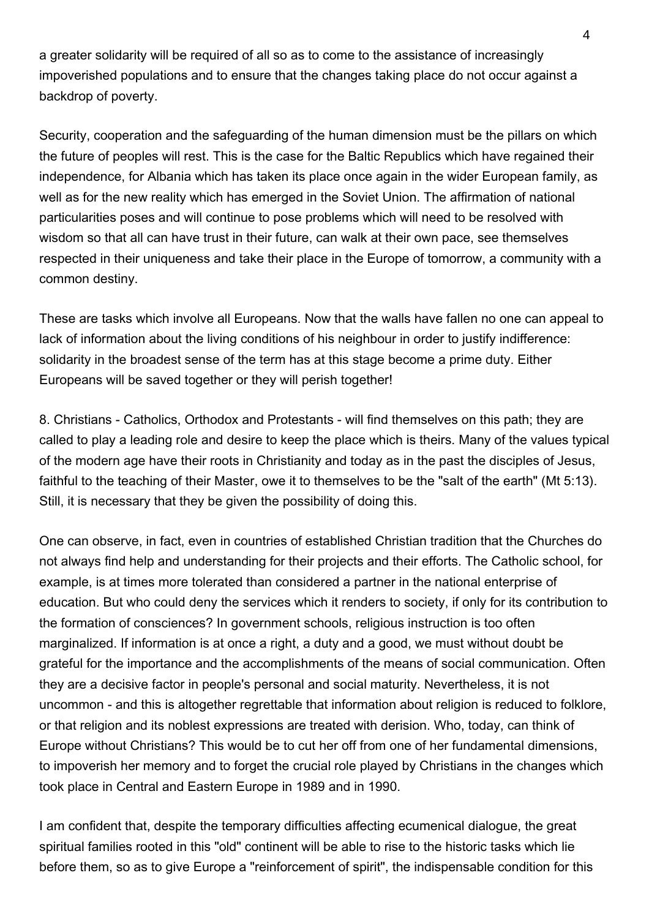a greater solidarity will be required of all so as to come to the assistance of increasingly impoverished populations and to ensure that the changes taking place do not occur against a backdrop of poverty.

Security, cooperation and the safeguarding of the human dimension must be the pillars on which the future of peoples will rest. This is the case for the Baltic Republics which have regained their independence, for Albania which has taken its place once again in the wider European family, as well as for the new reality which has emerged in the Soviet Union. The affirmation of national particularities poses and will continue to pose problems which will need to be resolved with wisdom so that all can have trust in their future, can walk at their own pace, see themselves respected in their uniqueness and take their place in the Europe of tomorrow, a community with a common destiny.

These are tasks which involve all Europeans. Now that the walls have fallen no one can appeal to lack of information about the living conditions of his neighbour in order to justify indifference: solidarity in the broadest sense of the term has at this stage become a prime duty. Either Europeans will be saved together or they will perish together!

8. Christians - Catholics, Orthodox and Protestants - will find themselves on this path; they are called to play a leading role and desire to keep the place which is theirs. Many of the values typical of the modern age have their roots in Christianity and today as in the past the disciples of Jesus, faithful to the teaching of their Master, owe it to themselves to be the "salt of the earth" (Mt 5:13). Still, it is necessary that they be given the possibility of doing this.

One can observe, in fact, even in countries of established Christian tradition that the Churches do not always find help and understanding for their projects and their efforts. The Catholic school, for example, is at times more tolerated than considered a partner in the national enterprise of education. But who could deny the services which it renders to society, if only for its contribution to the formation of consciences? In government schools, religious instruction is too often marginalized. If information is at once a right, a duty and a good, we must without doubt be grateful for the importance and the accomplishments of the means of social communication. Often they are a decisive factor in people's personal and social maturity. Nevertheless, it is not uncommon - and this is altogether regrettable that information about religion is reduced to folklore, or that religion and its noblest expressions are treated with derision. Who, today, can think of Europe without Christians? This would be to cut her off from one of her fundamental dimensions, to impoverish her memory and to forget the crucial role played by Christians in the changes which took place in Central and Eastern Europe in 1989 and in 1990.

I am confident that, despite the temporary difficulties affecting ecumenical dialogue, the great spiritual families rooted in this "old" continent will be able to rise to the historic tasks which lie before them, so as to give Europe a "reinforcement of spirit", the indispensable condition for this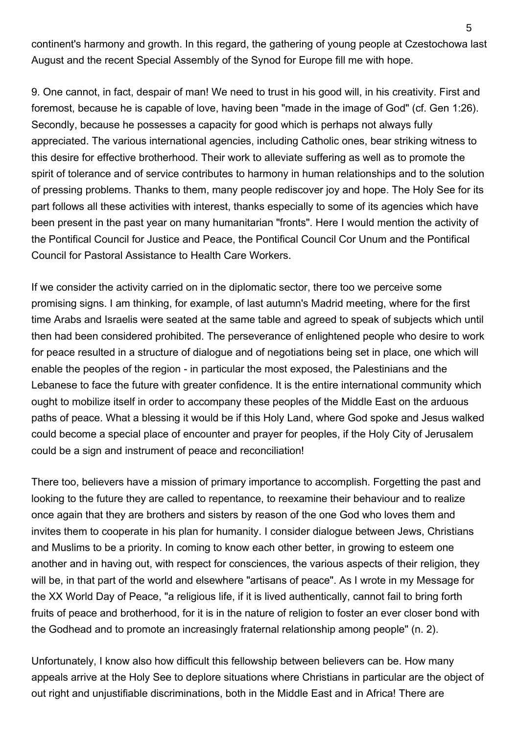continent's harmony and growth. In this regard, the gathering of young people at Czestochowa last August and the recent Special Assembly of the Synod for Europe fill me with hope.

9. One cannot, in fact, despair of man! We need to trust in his good will, in his creativity. First and foremost, because he is capable of love, having been "made in the image of God" (cf. Gen 1:26). Secondly, because he possesses a capacity for good which is perhaps not always fully appreciated. The various international agencies, including Catholic ones, bear striking witness to this desire for effective brotherhood. Their work to alleviate suffering as well as to promote the spirit of tolerance and of service contributes to harmony in human relationships and to the solution of pressing problems. Thanks to them, many people rediscover joy and hope. The Holy See for its part follows all these activities with interest, thanks especially to some of its agencies which have been present in the past year on many humanitarian "fronts". Here I would mention the activity of the Pontifical Council for Justice and Peace, the Pontifical Council Cor Unum and the Pontifical Council for Pastoral Assistance to Health Care Workers.

If we consider the activity carried on in the diplomatic sector, there too we perceive some promising signs. I am thinking, for example, of last autumn's Madrid meeting, where for the first time Arabs and Israelis were seated at the same table and agreed to speak of subjects which until then had been considered prohibited. The perseverance of enlightened people who desire to work for peace resulted in a structure of dialogue and of negotiations being set in place, one which will enable the peoples of the region - in particular the most exposed, the Palestinians and the Lebanese to face the future with greater confidence. It is the entire international community which ought to mobilize itself in order to accompany these peoples of the Middle East on the arduous paths of peace. What a blessing it would be if this Holy Land, where God spoke and Jesus walked could become a special place of encounter and prayer for peoples, if the Holy City of Jerusalem could be a sign and instrument of peace and reconciliation!

There too, believers have a mission of primary importance to accomplish. Forgetting the past and looking to the future they are called to repentance, to reexamine their behaviour and to realize once again that they are brothers and sisters by reason of the one God who loves them and invites them to cooperate in his plan for humanity. I consider dialogue between Jews, Christians and Muslims to be a priority. In coming to know each other better, in growing to esteem one another and in having out, with respect for consciences, the various aspects of their religion, they will be, in that part of the world and elsewhere "artisans of peace". As I wrote in my Message for the XX World Day of Peace, "a religious life, if it is lived authentically, cannot fail to bring forth fruits of peace and brotherhood, for it is in the nature of religion to foster an ever closer bond with the Godhead and to promote an increasingly fraternal relationship among people" (n. 2).

Unfortunately, I know also how difficult this fellowship between believers can be. How many appeals arrive at the Holy See to deplore situations where Christians in particular are the object of out right and unjustifiable discriminations, both in the Middle East and in Africa! There are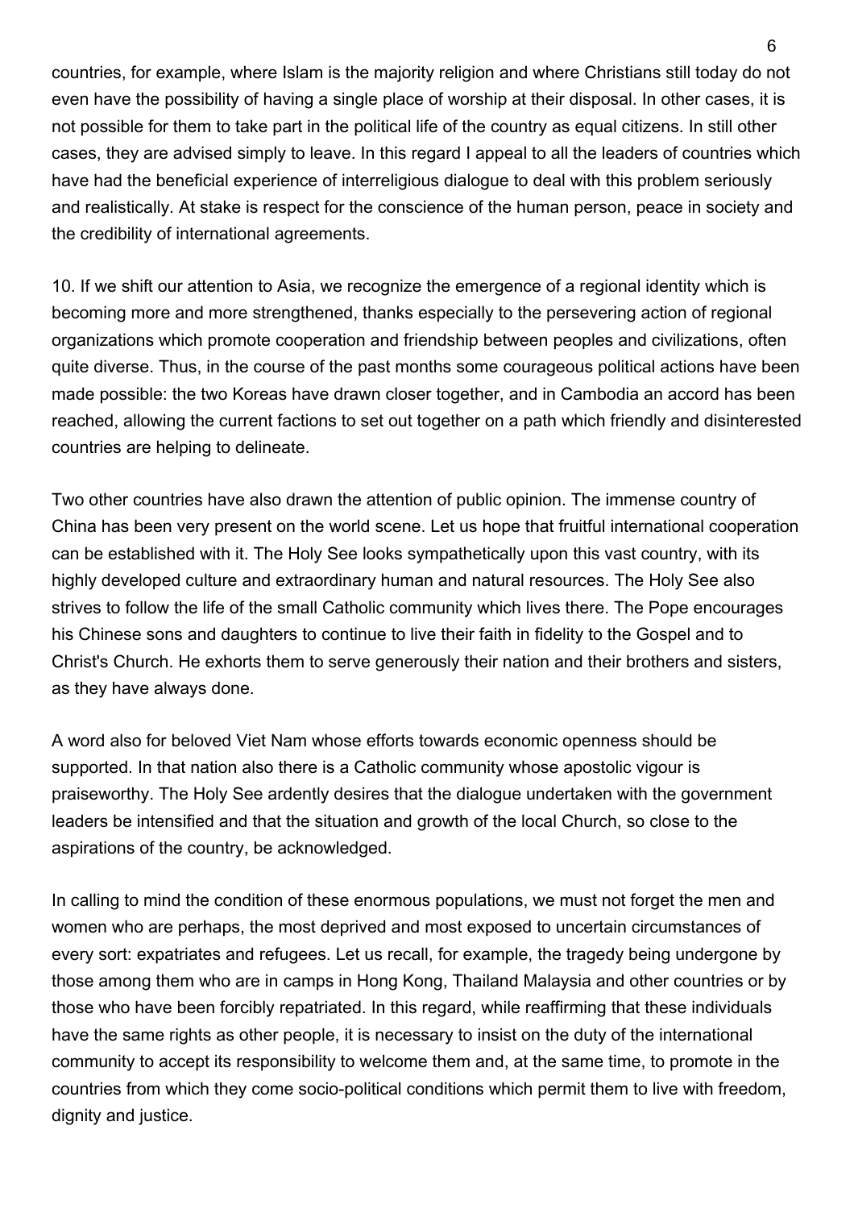countries, for example, where Islam is the majority religion and where Christians still today do not even have the possibility of having a single place of worship at their disposal. In other cases, it is not possible for them to take part in the political life of the country as equal citizens. In still other cases, they are advised simply to leave. In this regard I appeal to all the leaders of countries which have had the beneficial experience of interreligious dialogue to deal with this problem seriously and realistically. At stake is respect for the conscience of the human person, peace in society and the credibility of international agreements.

10. If we shift our attention to Asia, we recognize the emergence of a regional identity which is becoming more and more strengthened, thanks especially to the persevering action of regional organizations which promote cooperation and friendship between peoples and civilizations, often quite diverse. Thus, in the course of the past months some courageous political actions have been made possible: the two Koreas have drawn closer together, and in Cambodia an accord has been reached, allowing the current factions to set out together on a path which friendly and disinterested countries are helping to delineate.

Two other countries have also drawn the attention of public opinion. The immense country of China has been very present on the world scene. Let us hope that fruitful international cooperation can be established with it. The Holy See looks sympathetically upon this vast country, with its highly developed culture and extraordinary human and natural resources. The Holy See also strives to follow the life of the small Catholic community which lives there. The Pope encourages his Chinese sons and daughters to continue to live their faith in fidelity to the Gospel and to Christ's Church. He exhorts them to serve generously their nation and their brothers and sisters, as they have always done.

A word also for beloved Viet Nam whose efforts towards economic openness should be supported. In that nation also there is a Catholic community whose apostolic vigour is praiseworthy. The Holy See ardently desires that the dialogue undertaken with the government leaders be intensified and that the situation and growth of the local Church, so close to the aspirations of the country, be acknowledged.

In calling to mind the condition of these enormous populations, we must not forget the men and women who are perhaps, the most deprived and most exposed to uncertain circumstances of every sort: expatriates and refugees. Let us recall, for example, the tragedy being undergone by those among them who are in camps in Hong Kong, Thailand Malaysia and other countries or by those who have been forcibly repatriated. In this regard, while reaffirming that these individuals have the same rights as other people, it is necessary to insist on the duty of the international community to accept its responsibility to welcome them and, at the same time, to promote in the countries from which they come socio-political conditions which permit them to live with freedom, dignity and justice.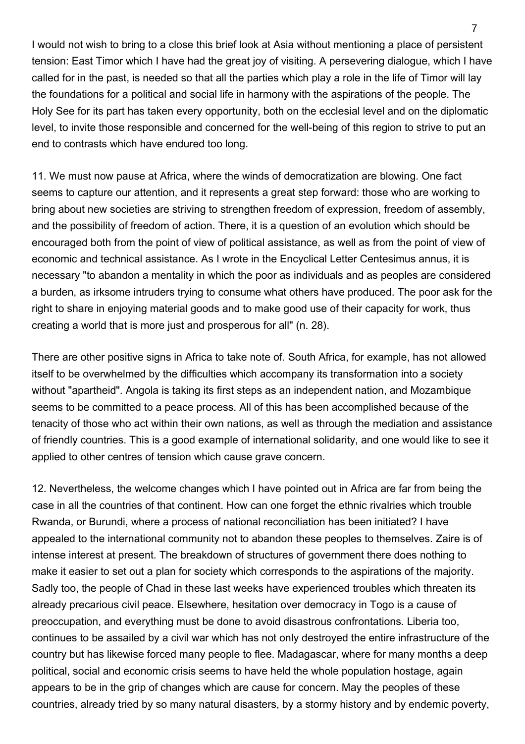I would not wish to bring to a close this brief look at Asia without mentioning a place of persistent tension: East Timor which I have had the great joy of visiting. A persevering dialogue, which I have called for in the past, is needed so that all the parties which play a role in the life of Timor will lay the foundations for a political and social life in harmony with the aspirations of the people. The Holy See for its part has taken every opportunity, both on the ecclesial level and on the diplomatic level, to invite those responsible and concerned for the well-being of this region to strive to put an end to contrasts which have endured too long.

11. We must now pause at Africa, where the winds of democratization are blowing. One fact seems to capture our attention, and it represents a great step forward: those who are working to bring about new societies are striving to strengthen freedom of expression, freedom of assembly, and the possibility of freedom of action. There, it is a question of an evolution which should be encouraged both from the point of view of political assistance, as well as from the point of view of economic and technical assistance. As I wrote in the Encyclical Letter Centesimus annus, it is necessary "to abandon a mentality in which the poor as individuals and as peoples are considered a burden, as irksome intruders trying to consume what others have produced. The poor ask for the right to share in enjoying material goods and to make good use of their capacity for work, thus creating a world that is more just and prosperous for all" (n. 28).

There are other positive signs in Africa to take note of. South Africa, for example, has not allowed itself to be overwhelmed by the difficulties which accompany its transformation into a society without "apartheid". Angola is taking its first steps as an independent nation, and Mozambique seems to be committed to a peace process. All of this has been accomplished because of the tenacity of those who act within their own nations, as well as through the mediation and assistance of friendly countries. This is a good example of international solidarity, and one would like to see it applied to other centres of tension which cause grave concern.

12. Nevertheless, the welcome changes which I have pointed out in Africa are far from being the case in all the countries of that continent. How can one forget the ethnic rivalries which trouble Rwanda, or Burundi, where a process of national reconciliation has been initiated? I have appealed to the international community not to abandon these peoples to themselves. Zaire is of intense interest at present. The breakdown of structures of government there does nothing to make it easier to set out a plan for society which corresponds to the aspirations of the majority. Sadly too, the people of Chad in these last weeks have experienced troubles which threaten its already precarious civil peace. Elsewhere, hesitation over democracy in Togo is a cause of preoccupation, and everything must be done to avoid disastrous confrontations. Liberia too, continues to be assailed by a civil war which has not only destroyed the entire infrastructure of the country but has likewise forced many people to flee. Madagascar, where for many months a deep political, social and economic crisis seems to have held the whole population hostage, again appears to be in the grip of changes which are cause for concern. May the peoples of these countries, already tried by so many natural disasters, by a stormy history and by endemic poverty,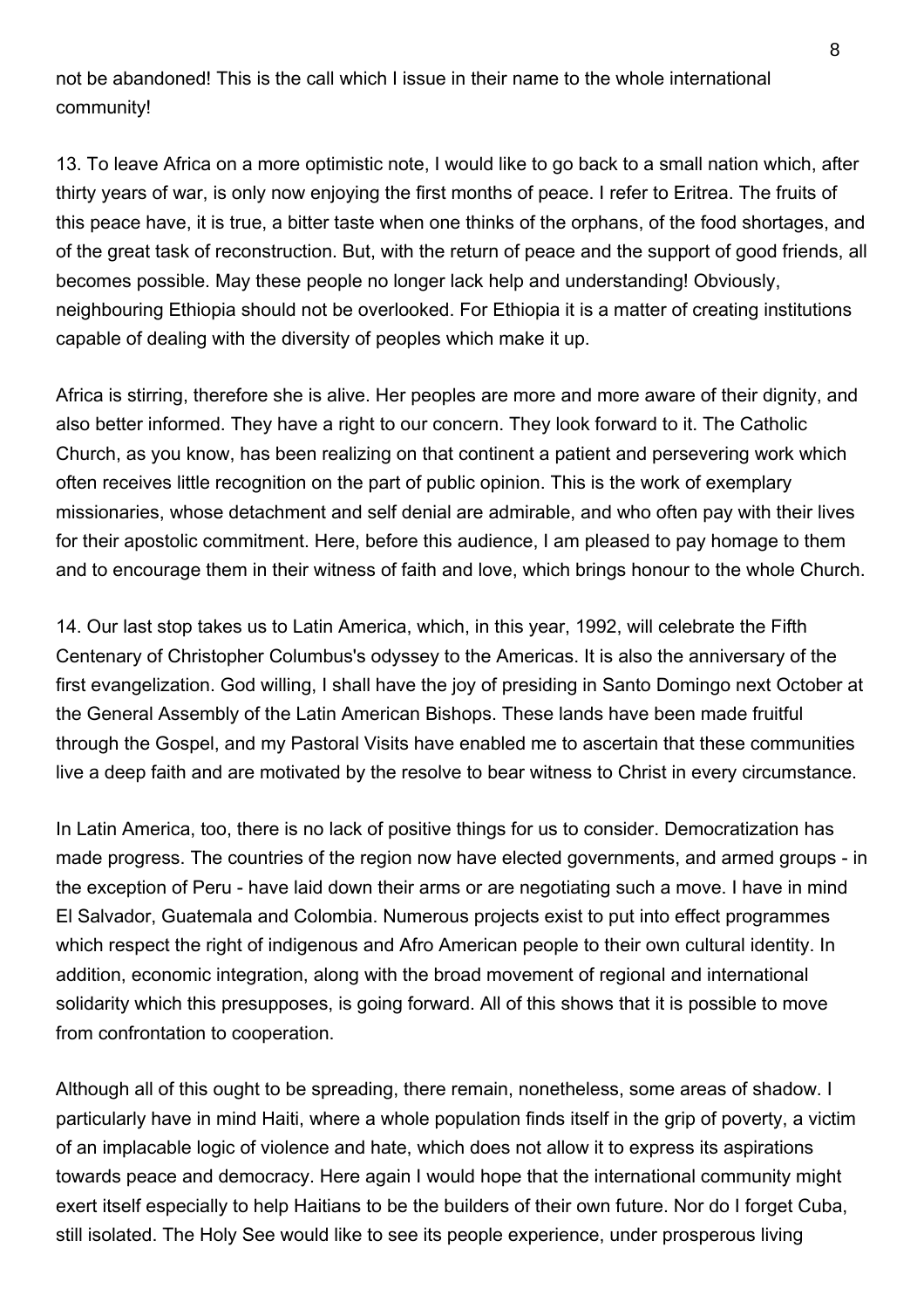not be abandoned! This is the call which I issue in their name to the whole international community!

13. To leave Africa on a more optimistic note, I would like to go back to a small nation which, after thirty years of war, is only now enjoying the first months of peace. I refer to Eritrea. The fruits of this peace have, it is true, a bitter taste when one thinks of the orphans, of the food shortages, and of the great task of reconstruction. But, with the return of peace and the support of good friends, all becomes possible. May these people no longer lack help and understanding! Obviously, neighbouring Ethiopia should not be overlooked. For Ethiopia it is a matter of creating institutions capable of dealing with the diversity of peoples which make it up.

Africa is stirring, therefore she is alive. Her peoples are more and more aware of their dignity, and also better informed. They have a right to our concern. They look forward to it. The Catholic Church, as you know, has been realizing on that continent a patient and persevering work which often receives little recognition on the part of public opinion. This is the work of exemplary missionaries, whose detachment and self denial are admirable, and who often pay with their lives for their apostolic commitment. Here, before this audience, I am pleased to pay homage to them and to encourage them in their witness of faith and love, which brings honour to the whole Church.

14. Our last stop takes us to Latin America, which, in this year, 1992, will celebrate the Fifth Centenary of Christopher Columbus's odyssey to the Americas. It is also the anniversary of the first evangelization. God willing, I shall have the joy of presiding in Santo Domingo next October at the General Assembly of the Latin American Bishops. These lands have been made fruitful through the Gospel, and my Pastoral Visits have enabled me to ascertain that these communities live a deep faith and are motivated by the resolve to bear witness to Christ in every circumstance.

In Latin America, too, there is no lack of positive things for us to consider. Democratization has made progress. The countries of the region now have elected governments, and armed groups - in the exception of Peru - have laid down their arms or are negotiating such a move. I have in mind El Salvador, Guatemala and Colombia. Numerous projects exist to put into effect programmes which respect the right of indigenous and Afro American people to their own cultural identity. In addition, economic integration, along with the broad movement of regional and international solidarity which this presupposes, is going forward. All of this shows that it is possible to move from confrontation to cooperation.

Although all of this ought to be spreading, there remain, nonetheless, some areas of shadow. I particularly have in mind Haiti, where a whole population finds itself in the grip of poverty, a victim of an implacable logic of violence and hate, which does not allow it to express its aspirations towards peace and democracy. Here again I would hope that the international community might exert itself especially to help Haitians to be the builders of their own future. Nor do I forget Cuba, still isolated. The Holy See would like to see its people experience, under prosperous living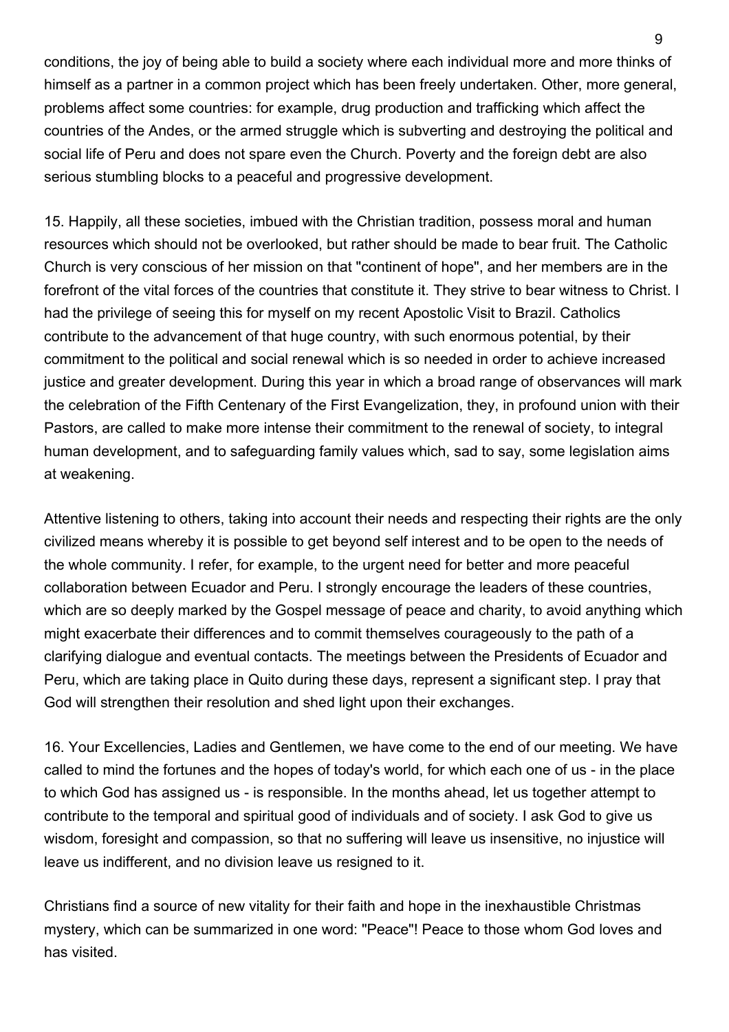conditions, the joy of being able to build a society where each individual more and more thinks of himself as a partner in a common project which has been freely undertaken. Other, more general, problems affect some countries: for example, drug production and trafficking which affect the countries of the Andes, or the armed struggle which is subverting and destroying the political and social life of Peru and does not spare even the Church. Poverty and the foreign debt are also serious stumbling blocks to a peaceful and progressive development.

15. Happily, all these societies, imbued with the Christian tradition, possess moral and human resources which should not be overlooked, but rather should be made to bear fruit. The Catholic Church is very conscious of her mission on that "continent of hope", and her members are in the forefront of the vital forces of the countries that constitute it. They strive to bear witness to Christ. I had the privilege of seeing this for myself on my recent Apostolic Visit to Brazil. Catholics contribute to the advancement of that huge country, with such enormous potential, by their commitment to the political and social renewal which is so needed in order to achieve increased justice and greater development. During this year in which a broad range of observances will mark the celebration of the Fifth Centenary of the First Evangelization, they, in profound union with their Pastors, are called to make more intense their commitment to the renewal of society, to integral human development, and to safeguarding family values which, sad to say, some legislation aims at weakening.

Attentive listening to others, taking into account their needs and respecting their rights are the only civilized means whereby it is possible to get beyond self interest and to be open to the needs of the whole community. I refer, for example, to the urgent need for better and more peaceful collaboration between Ecuador and Peru. I strongly encourage the leaders of these countries, which are so deeply marked by the Gospel message of peace and charity, to avoid anything which might exacerbate their differences and to commit themselves courageously to the path of a clarifying dialogue and eventual contacts. The meetings between the Presidents of Ecuador and Peru, which are taking place in Quito during these days, represent a significant step. I pray that God will strengthen their resolution and shed light upon their exchanges.

16. Your Excellencies, Ladies and Gentlemen, we have come to the end of our meeting. We have called to mind the fortunes and the hopes of today's world, for which each one of us - in the place to which God has assigned us - is responsible. In the months ahead, let us together attempt to contribute to the temporal and spiritual good of individuals and of society. I ask God to give us wisdom, foresight and compassion, so that no suffering will leave us insensitive, no injustice will leave us indifferent, and no division leave us resigned to it.

Christians find a source of new vitality for their faith and hope in the inexhaustible Christmas mystery, which can be summarized in one word: "Peace"! Peace to those whom God loves and has visited.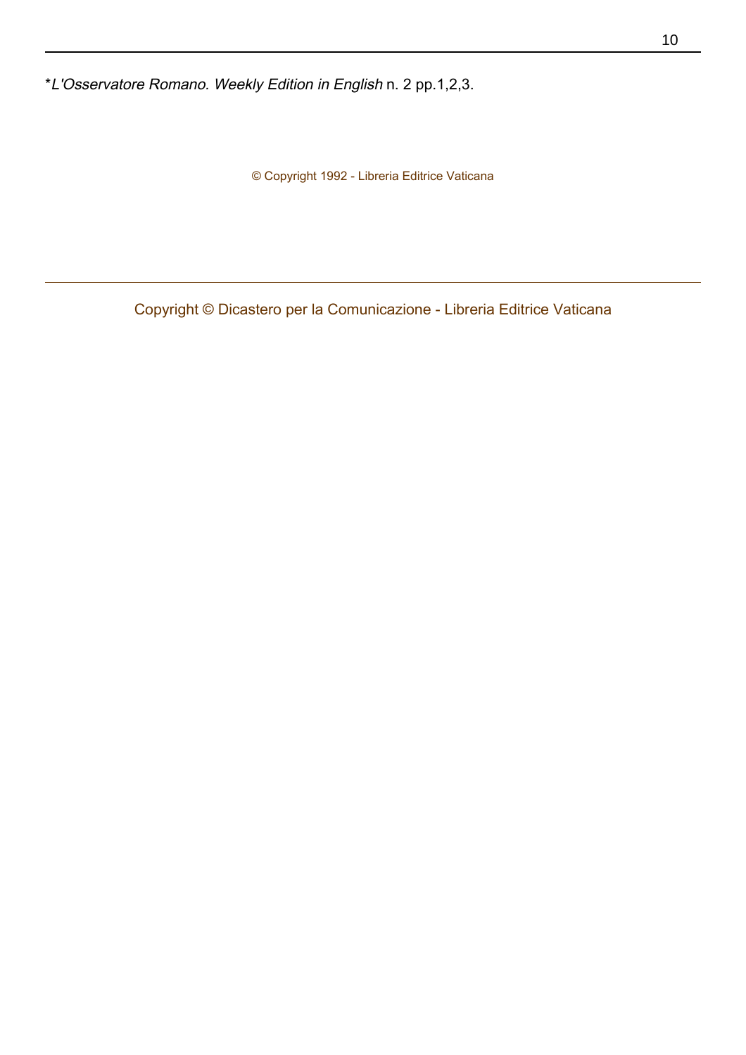*_L'Osservatore Romano. Weekly Edition in English_ n. 2 pp.1,2,3.

© Copyright 1992 - Libreria Editrice Vaticana

---

Copyright © Dicastero per la Comunicazione - Libreria Editrice Vaticana